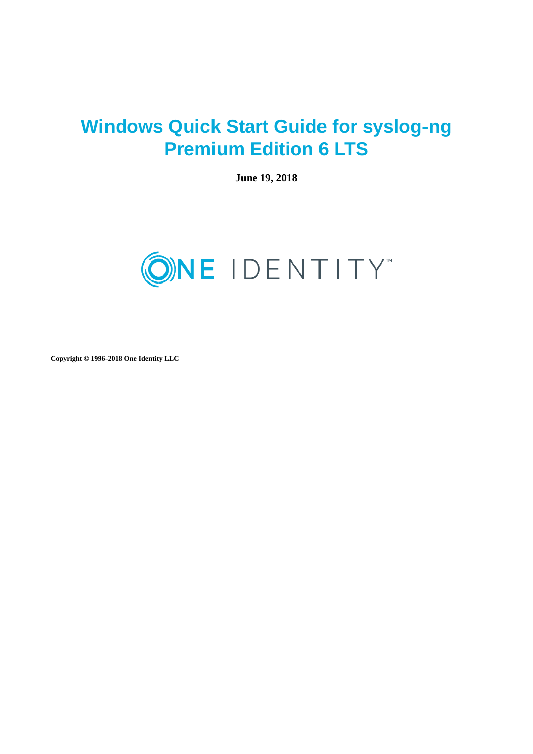# Windows Quick Start Guide for syslog-ng Premium Edition 6 LTS

**June 19, 2018**

**Copyright © 1996-2018 One Identity LLC**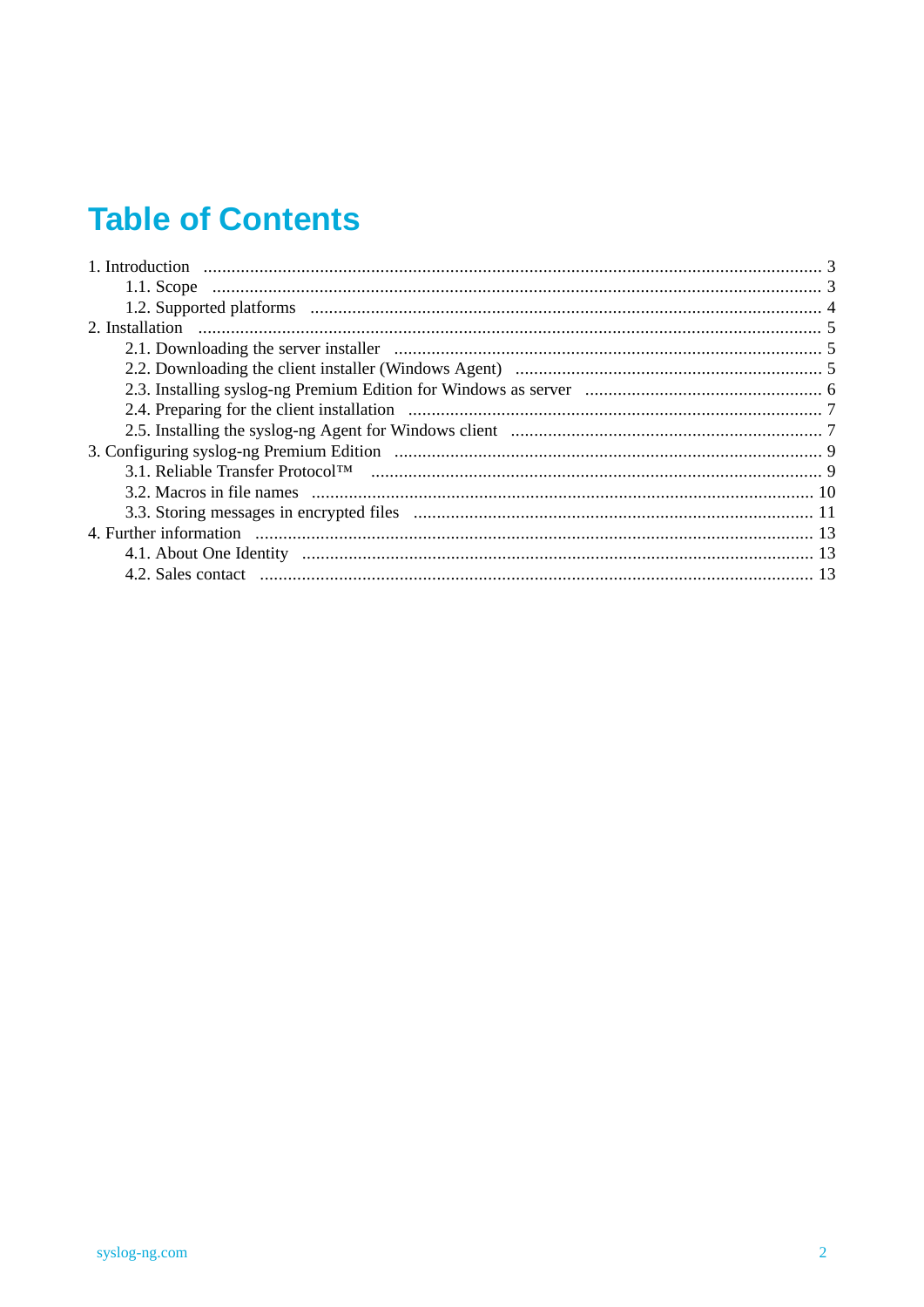# Table of Contents

- 1. Introduction ... 3
  - 1.1. Scope ... 3
  - 1.2. Supported platforms ... 4
- 2. Installation ... 5
  - 2.1. Downloading the server installer ... 5
  - 2.2. Downloading the client installer (Windows Agent) ... 5
  - 2.3. Installing syslog-ng Premium Edition for Windows as server ... 6
  - 2.4. Preparing for the client installation ... 7
  - 2.5. Installing the syslog-ng Agent for Windows client ... 7
- 3. Configuring syslog-ng Premium Edition ... 9
  - 3.1. Reliable Transfer Protocol™ ... 9
  - 3.2. Macros in file names ... 10
  - 3.3. Storing messages in encrypted files ... 11
- 4. Further information ... 13
  - 4.1. About One Identity ... 13
  - 4.2. Sales contact ... 13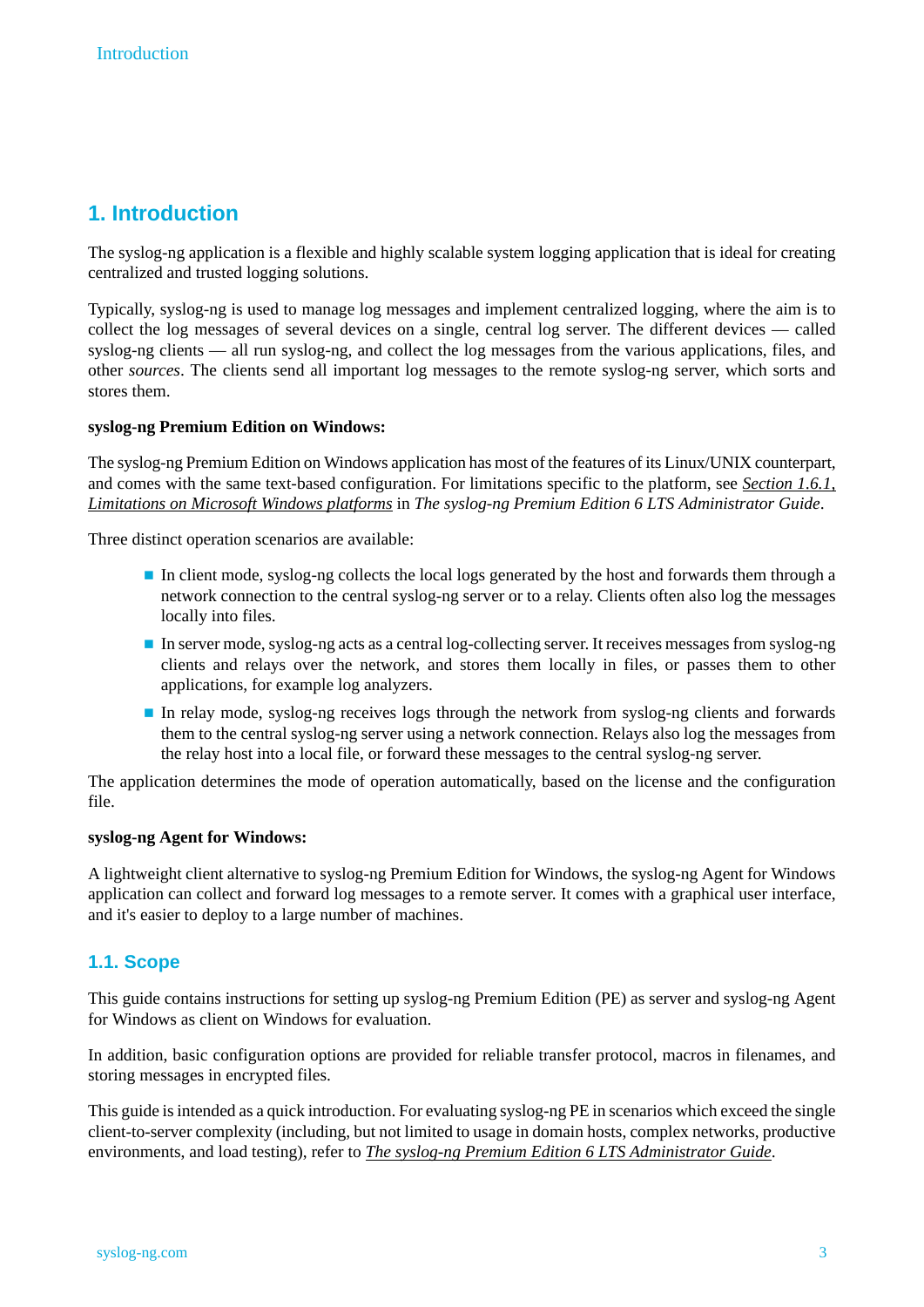# 1. Introduction

The syslog-ng application is a flexible and highly scalable system logging application that is ideal for creating centralized and trusted logging solutions.

Typically, syslog-ng is used to manage log messages and implement centralized logging, where the aim is to collect the log messages of several devices on a single, central log server. The different devices — called syslog-ng clients — all run syslog-ng, and collect the log messages from the various applications, files, and other *sources*. The clients send all important log messages to the remote syslog-ng server, which sorts and stores them.

**syslog-ng Premium Edition on Windows:**

The syslog-ng Premium Edition on Windows application has most of the features of its Linux/UNIX counterpart, and comes with the same text-based configuration. For limitations specific to the platform, see *Section 1.6.1, Limitations on Microsoft Windows platforms* in *The syslog-ng Premium Edition 6 LTS Administrator Guide*.

Three distinct operation scenarios are available:

- In client mode, syslog-ng collects the local logs generated by the host and forwards them through a network connection to the central syslog-ng server or to a relay. Clients often also log the messages locally into files.
- In server mode, syslog-ng acts as a central log-collecting server. It receives messages from syslog-ng clients and relays over the network, and stores them locally in files, or passes them to other applications, for example log analyzers.
- In relay mode, syslog-ng receives logs through the network from syslog-ng clients and forwards them to the central syslog-ng server using a network connection. Relays also log the messages from the relay host into a local file, or forward these messages to the central syslog-ng server.

The application determines the mode of operation automatically, based on the license and the configuration file.

**syslog-ng Agent for Windows:**

A lightweight client alternative to syslog-ng Premium Edition for Windows, the syslog-ng Agent for Windows application can collect and forward log messages to a remote server. It comes with a graphical user interface, and it's easier to deploy to a large number of machines.

## 1.1. Scope

This guide contains instructions for setting up syslog-ng Premium Edition (PE) as server and syslog-ng Agent for Windows as client on Windows for evaluation.

In addition, basic configuration options are provided for reliable transfer protocol, macros in filenames, and storing messages in encrypted files.

This guide is intended as a quick introduction. For evaluating syslog-ng PE in scenarios which exceed the single client-to-server complexity (including, but not limited to usage in domain hosts, complex networks, productive environments, and load testing), refer to *The syslog-ng Premium Edition 6 LTS Administrator Guide*.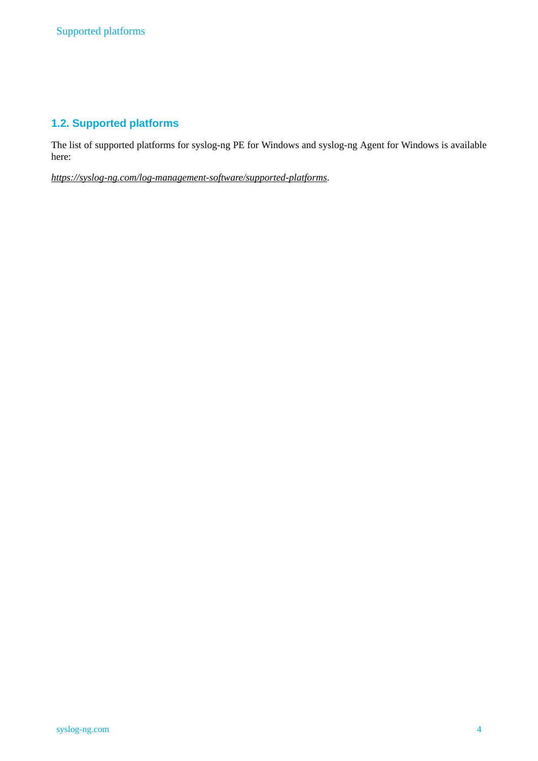## 1.2. Supported platforms

The list of supported platforms for syslog-ng PE for Windows and syslog-ng Agent for Windows is available here:

*https://syslog-ng.com/log-management-software/supported-platforms*.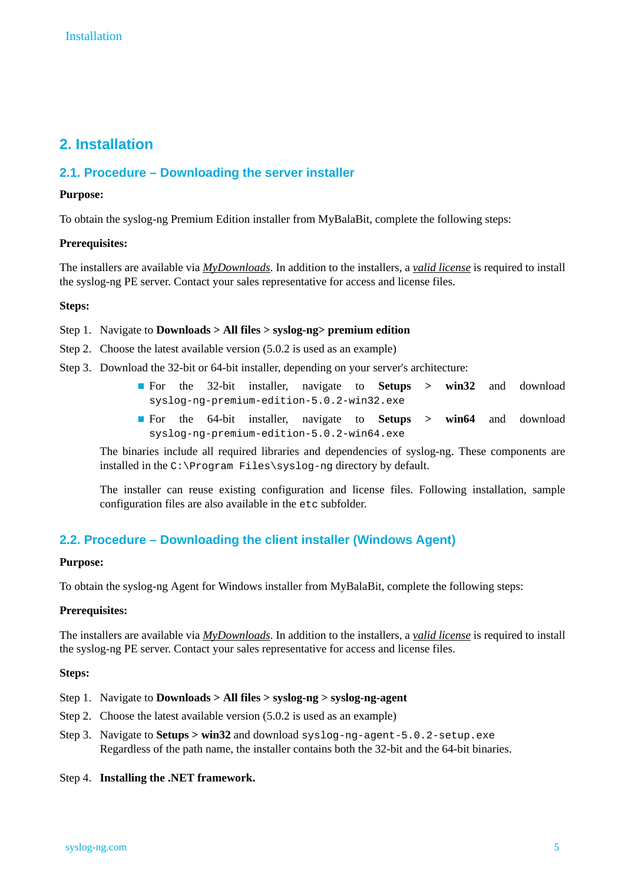# 2. Installation

## 2.1. Procedure – Downloading the server installer

**Purpose:**

To obtain the syslog-ng Premium Edition installer from MyBalaBit, complete the following steps:

**Prerequisites:**

The installers are available via *MyDownloads*. In addition to the installers, a *valid license* is required to install the syslog-ng PE server. Contact your sales representative for access and license files.

**Steps:**

Step 1. Navigate to **Downloads > All files > syslog-ng> premium edition**

Step 2. Choose the latest available version (5.0.2 is used as an example)

Step 3. Download the 32-bit or 64-bit installer, depending on your server's architecture:

- For the 32-bit installer, navigate to **Setups** > **win32** and download `syslog-ng-premium-edition-5.0.2-win32.exe`
- For the 64-bit installer, navigate to **Setups** > **win64** and download `syslog-ng-premium-edition-5.0.2-win64.exe`

The binaries include all required libraries and dependencies of syslog-ng. These components are installed in the `C:\Program Files\syslog-ng` directory by default.

The installer can reuse existing configuration and license files. Following installation, sample configuration files are also available in the `etc` subfolder.

## 2.2. Procedure – Downloading the client installer (Windows Agent)

**Purpose:**

To obtain the syslog-ng Agent for Windows installer from MyBalaBit, complete the following steps:

**Prerequisites:**

The installers are available via *MyDownloads*. In addition to the installers, a *valid license* is required to install the syslog-ng PE server. Contact your sales representative for access and license files.

**Steps:**

Step 1. Navigate to **Downloads > All files > syslog-ng > syslog-ng-agent**

Step 2. Choose the latest available version (5.0.2 is used as an example)

Step 3. Navigate to **Setups > win32** and download `syslog-ng-agent-5.0.2-setup.exe`
Regardless of the path name, the installer contains both the 32-bit and the 64-bit binaries.

Step 4. **Installing the .NET framework.**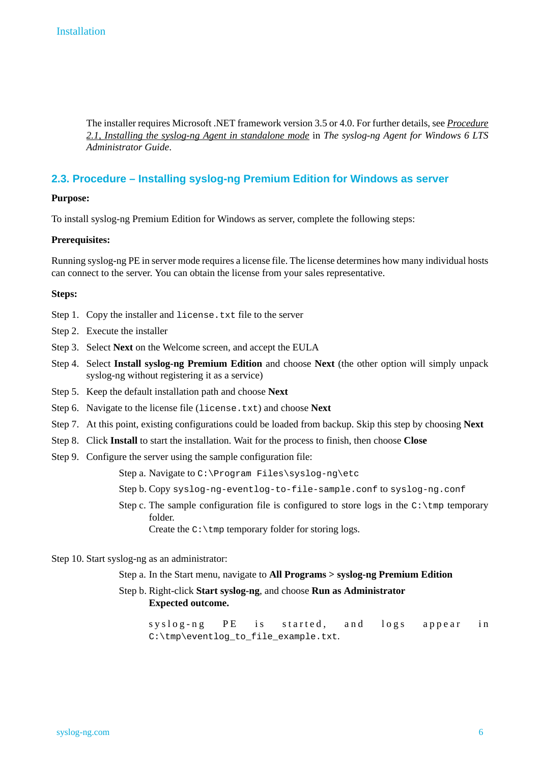The installer requires Microsoft .NET framework version 3.5 or 4.0. For further details, see *Procedure 2.1, Installing the syslog-ng Agent in standalone mode* in *The syslog-ng Agent for Windows 6 LTS Administrator Guide*.

## 2.3. Procedure – Installing syslog-ng Premium Edition for Windows as server

**Purpose:**

To install syslog-ng Premium Edition for Windows as server, complete the following steps:

**Prerequisites:**

Running syslog-ng PE in server mode requires a license file. The license determines how many individual hosts can connect to the server. You can obtain the license from your sales representative.

**Steps:**

Step 1. Copy the installer and `license.txt` file to the server

Step 2. Execute the installer

Step 3. Select **Next** on the Welcome screen, and accept the EULA

Step 4. Select **Install syslog-ng Premium Edition** and choose **Next** (the other option will simply unpack syslog-ng without registering it as a service)

Step 5. Keep the default installation path and choose **Next**

Step 6. Navigate to the license file (`license.txt`) and choose **Next**

Step 7. At this point, existing configurations could be loaded from backup. Skip this step by choosing **Next**

Step 8. Click **Install** to start the installation. Wait for the process to finish, then choose **Close**

Step 9. Configure the server using the sample configuration file:

- Step a. Navigate to `C:\Program Files\syslog-ng\etc`
- Step b. Copy `syslog-ng-eventlog-to-file-sample.conf` to `syslog-ng.conf`
- Step c. The sample configuration file is configured to store logs in the `C:\tmp` temporary folder.

  Create the `C:\tmp` temporary folder for storing logs.

Step 10. Start syslog-ng as an administrator:

- Step a. In the Start menu, navigate to **All Programs > syslog-ng Premium Edition**
- Step b. Right-click **Start syslog-ng**, and choose **Run as Administrator**

  **Expected outcome.**

  syslog-ng PE is started, and logs appear in `C:\tmp\eventlog_to_file_example.txt`.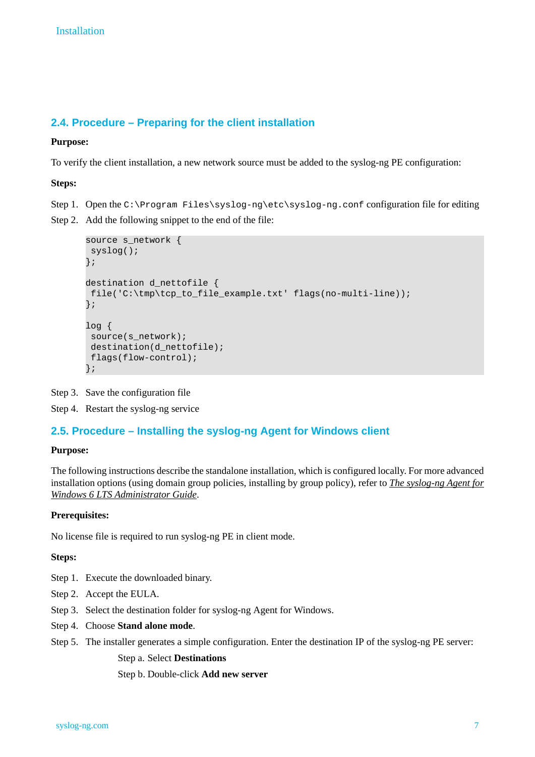## 2.4. Procedure – Preparing for the client installation

**Purpose:**

To verify the client installation, a new network source must be added to the syslog-ng PE configuration:

**Steps:**

Step 1. Open the `C:\Program Files\syslog-ng\etc\syslog-ng.conf` configuration file for editing

Step 2. Add the following snippet to the end of the file:

```
source s_network {
 syslog();
};

destination d_nettofile {
 file('C:\tmp\tcp_to_file_example.txt' flags(no-multi-line));
};

log {
 source(s_network);
 destination(d_nettofile);
 flags(flow-control);
};
```

Step 3. Save the configuration file

Step 4. Restart the syslog-ng service

## 2.5. Procedure – Installing the syslog-ng Agent for Windows client

**Purpose:**

The following instructions describe the standalone installation, which is configured locally. For more advanced installation options (using domain group policies, installing by group policy), refer to *The syslog-ng Agent for Windows 6 LTS Administrator Guide*.

**Prerequisites:**

No license file is required to run syslog-ng PE in client mode.

**Steps:**

Step 1. Execute the downloaded binary.

Step 2. Accept the EULA.

Step 3. Select the destination folder for syslog-ng Agent for Windows.

Step 4. Choose **Stand alone mode**.

Step 5. The installer generates a simple configuration. Enter the destination IP of the syslog-ng PE server:

Step a. Select **Destinations**

Step b. Double-click **Add new server**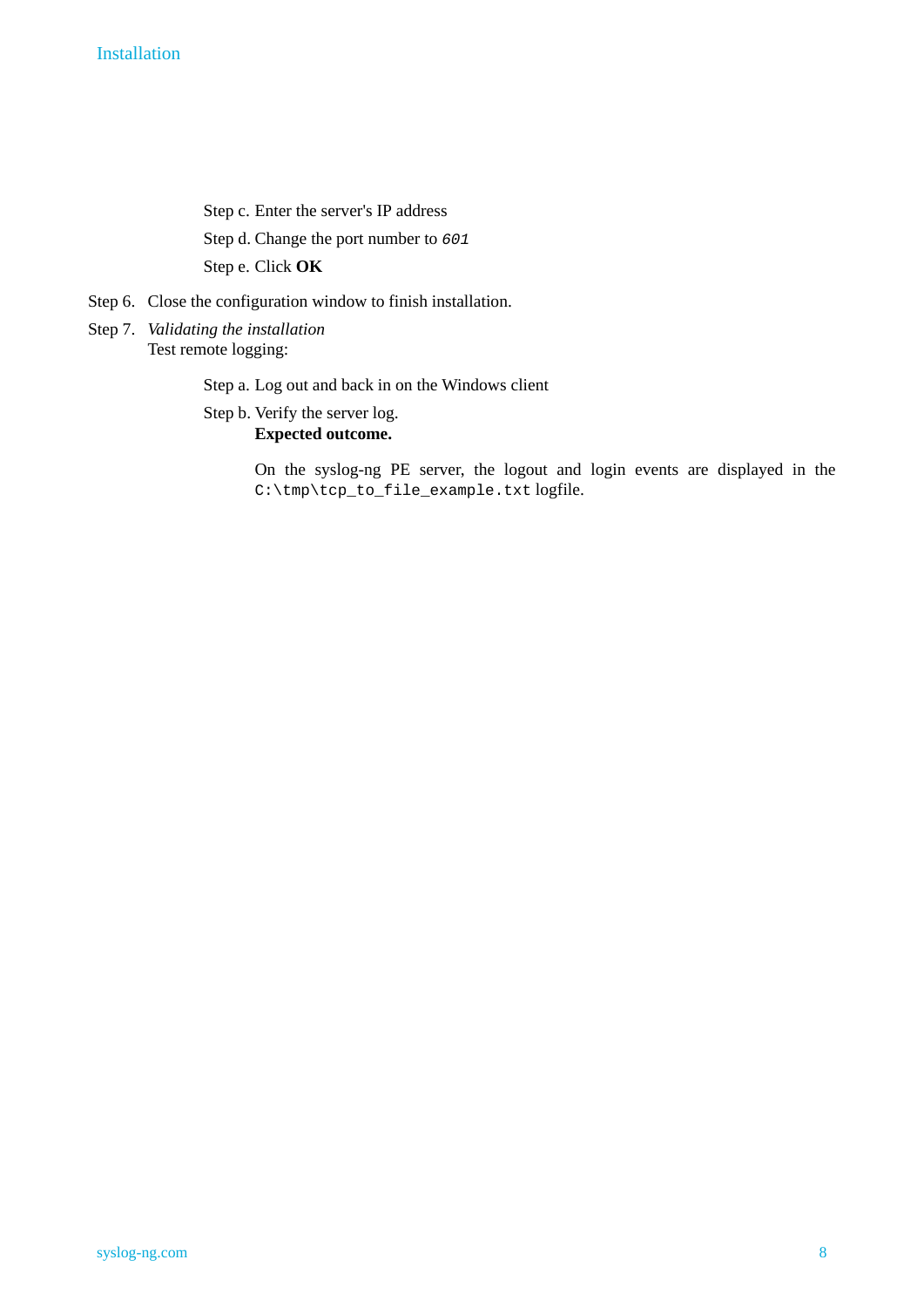Step c. Enter the server's IP address

Step d. Change the port number to `601`

Step e. Click **OK**

Step 6. Close the configuration window to finish installation.

Step 7. *Validating the installation*
Test remote logging:

Step a. Log out and back in on the Windows client

Step b. Verify the server log.
**Expected outcome.**

On the syslog-ng PE server, the logout and login events are displayed in the `C:\tmp\tcp_to_file_example.txt` logfile.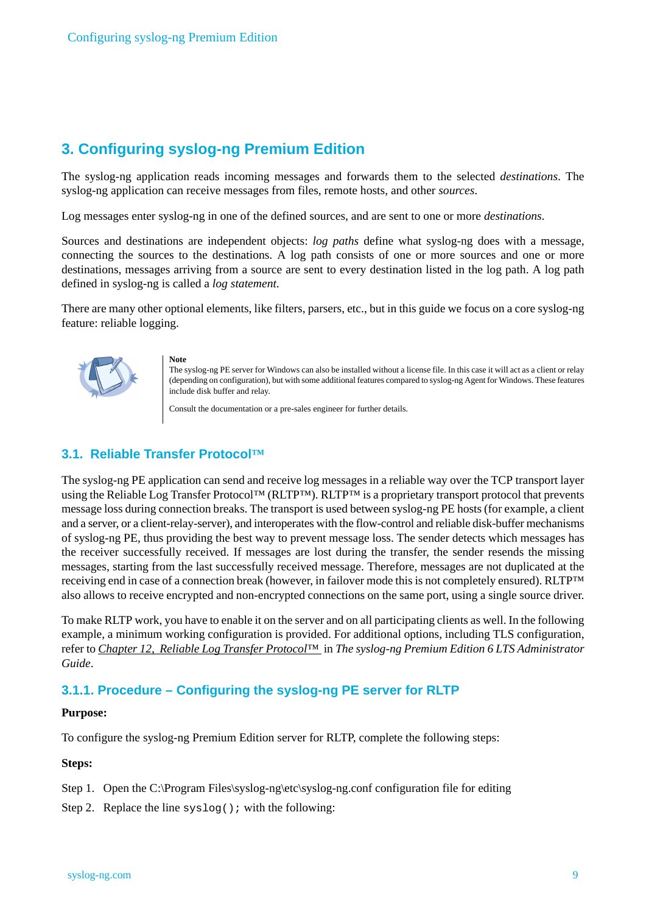# 3. Configuring syslog-ng Premium Edition

The syslog-ng application reads incoming messages and forwards them to the selected *destinations*. The syslog-ng application can receive messages from files, remote hosts, and other *sources*.

Log messages enter syslog-ng in one of the defined sources, and are sent to one or more *destinations*.

Sources and destinations are independent objects: *log paths* define what syslog-ng does with a message, connecting the sources to the destinations. A log path consists of one or more sources and one or more destinations, messages arriving from a source are sent to every destination listed in the log path. A log path defined in syslog-ng is called a *log statement*.

There are many other optional elements, like filters, parsers, etc., but in this guide we focus on a core syslog-ng feature: reliable logging.

> **Note**
> The syslog-ng PE server for Windows can also be installed without a license file. In this case it will act as a client or relay (depending on configuration), but with some additional features compared to syslog-ng Agent for Windows. These features include disk buffer and relay.
>
> Consult the documentation or a pre-sales engineer for further details.

## 3.1. Reliable Transfer Protocol™

The syslog-ng PE application can send and receive log messages in a reliable way over the TCP transport layer using the Reliable Log Transfer Protocol™ (RLTP™). RLTP™ is a proprietary transport protocol that prevents message loss during connection breaks. The transport is used between syslog-ng PE hosts (for example, a client and a server, or a client-relay-server), and interoperates with the flow-control and reliable disk-buffer mechanisms of syslog-ng PE, thus providing the best way to prevent message loss. The sender detects which messages has the receiver successfully received. If messages are lost during the transfer, the sender resends the missing messages, starting from the last successfully received message. Therefore, messages are not duplicated at the receiving end in case of a connection break (however, in failover mode this is not completely ensured). RLTP™ also allows to receive encrypted and non-encrypted connections on the same port, using a single source driver.

To make RLTP work, you have to enable it on the server and on all participating clients as well. In the following example, a minimum working configuration is provided. For additional options, including TLS configuration, refer to Chapter 12, Reliable Log Transfer Protocol™ in *The syslog-ng Premium Edition 6 LTS Administrator Guide*.

### 3.1.1. Procedure – Configuring the syslog-ng PE server for RLTP

**Purpose:**

To configure the syslog-ng Premium Edition server for RLTP, complete the following steps:

**Steps:**

Step 1. Open the C:\Program Files\syslog-ng\etc\syslog-ng.conf configuration file for editing

Step 2. Replace the line `syslog();` with the following: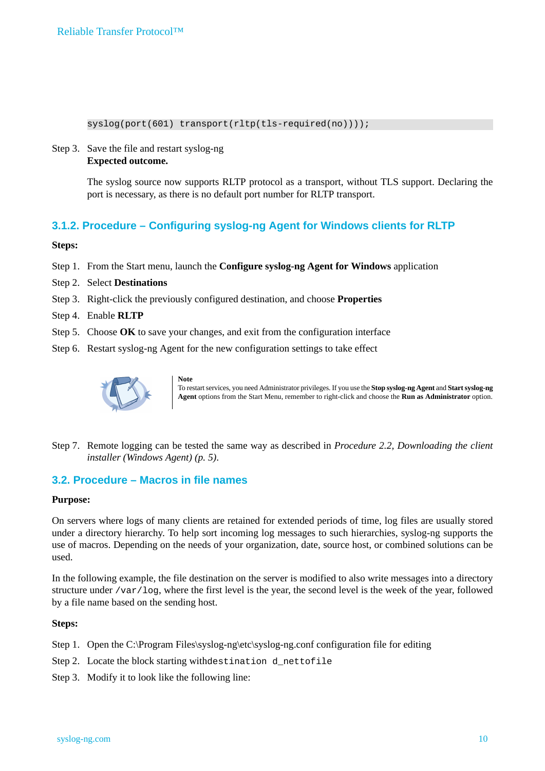```
syslog(port(601) transport(rltp(tls-required(no))));
```

Step 3. Save the file and restart syslog-ng

**Expected outcome.**

The syslog source now supports RLTP protocol as a transport, without TLS support. Declaring the port is necessary, as there is no default port number for RLTP transport.

### 3.1.2. Procedure – Configuring syslog-ng Agent for Windows clients for RLTP

**Steps:**

Step 1. From the Start menu, launch the **Configure syslog-ng Agent for Windows** application

Step 2. Select **Destinations**

Step 3. Right-click the previously configured destination, and choose **Properties**

Step 4. Enable **RLTP**

Step 5. Choose **OK** to save your changes, and exit from the configuration interface

Step 6. Restart syslog-ng Agent for the new configuration settings to take effect

> **Note**
> To restart services, you need Administrator privileges. If you use the **Stop syslog-ng Agent** and **Start syslog-ng Agent** options from the Start Menu, remember to right-click and choose the **Run as Administrator** option.

Step 7. Remote logging can be tested the same way as described in *Procedure 2.2, Downloading the client installer (Windows Agent) (p. 5)*.

## 3.2. Procedure – Macros in file names

**Purpose:**

On servers where logs of many clients are retained for extended periods of time, log files are usually stored under a directory hierarchy. To help sort incoming log messages to such hierarchies, syslog-ng supports the use of macros. Depending on the needs of your organization, date, source host, or combined solutions can be used.

In the following example, the file destination on the server is modified to also write messages into a directory structure under `/var/log`, where the first level is the year, the second level is the week of the year, followed by a file name based on the sending host.

**Steps:**

Step 1. Open the C:\Program Files\syslog-ng\etc\syslog-ng.conf configuration file for editing

Step 2. Locate the block starting with`destination d_nettofile`

Step 3. Modify it to look like the following line: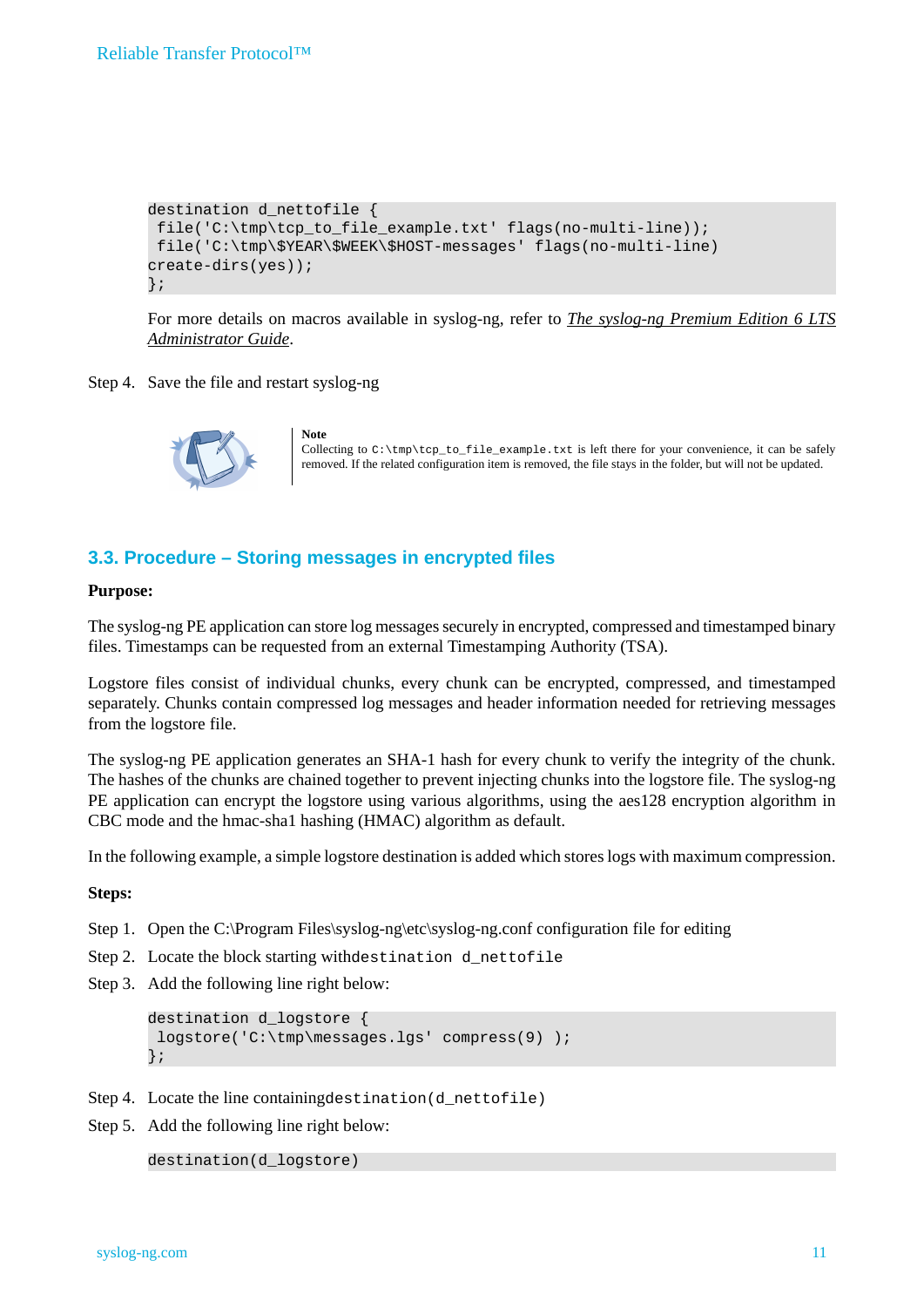```
destination d_nettofile {
 file('C:\tmp\tcp_to_file_example.txt' flags(no-multi-line));
 file('C:\tmp\$YEAR\$WEEK\$HOST-messages' flags(no-multi-line)
create-dirs(yes));
};
```

For more details on macros available in syslog-ng, refer to *The syslog-ng Premium Edition 6 LTS Administrator Guide*.

Step 4. Save the file and restart syslog-ng

> **Note**
> Collecting to `C:\tmp\tcp_to_file_example.txt` is left there for your convenience, it can be safely removed. If the related configuration item is removed, the file stays in the folder, but will not be updated.

## 3.3. Procedure – Storing messages in encrypted files

**Purpose:**

The syslog-ng PE application can store log messages securely in encrypted, compressed and timestamped binary files. Timestamps can be requested from an external Timestamping Authority (TSA).

Logstore files consist of individual chunks, every chunk can be encrypted, compressed, and timestamped separately. Chunks contain compressed log messages and header information needed for retrieving messages from the logstore file.

The syslog-ng PE application generates an SHA-1 hash for every chunk to verify the integrity of the chunk. The hashes of the chunks are chained together to prevent injecting chunks into the logstore file. The syslog-ng PE application can encrypt the logstore using various algorithms, using the aes128 encryption algorithm in CBC mode and the hmac-sha1 hashing (HMAC) algorithm as default.

In the following example, a simple logstore destination is added which stores logs with maximum compression.

**Steps:**

Step 1. Open the C:\Program Files\syslog-ng\etc\syslog-ng.conf configuration file for editing

Step 2. Locate the block starting with`destination d_nettofile`

Step 3. Add the following line right below:

```
destination d_logstore {
 logstore('C:\tmp\messages.lgs' compress(9) );
};
```

Step 4. Locate the line containing`destination(d_nettofile)`

Step 5. Add the following line right below:

```
destination(d_logstore)
```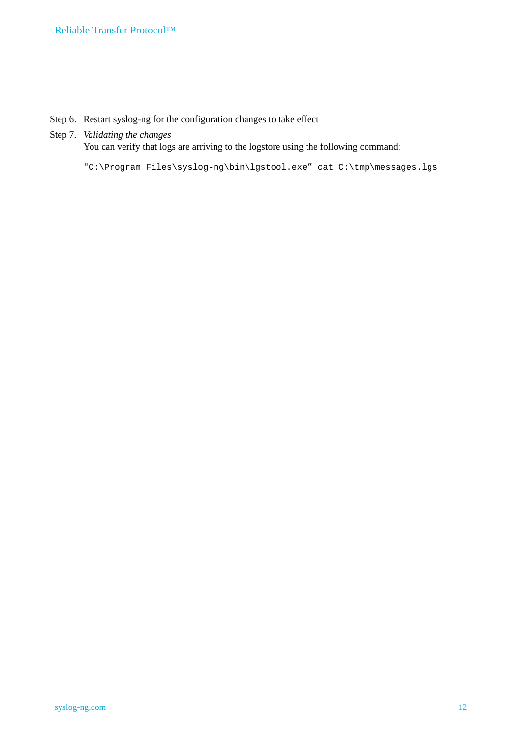Step 6. Restart syslog-ng for the configuration changes to take effect

Step 7. *Validating the changes*

You can verify that logs are arriving to the logstore using the following command:

```
"C:\Program Files\syslog-ng\bin\lgstool.exe" cat C:\tmp\messages.lgs
```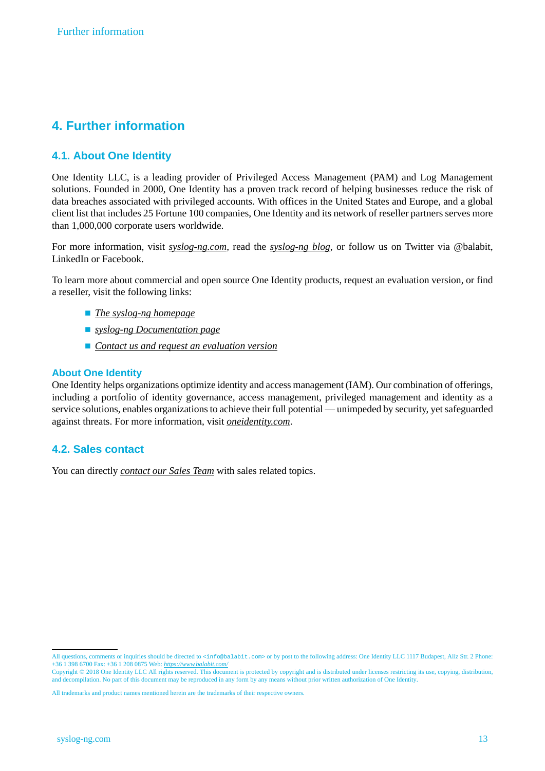# 4. Further information

## 4.1. About One Identity

One Identity LLC, is a leading provider of Privileged Access Management (PAM) and Log Management solutions. Founded in 2000, One Identity has a proven track record of helping businesses reduce the risk of data breaches associated with privileged accounts. With offices in the United States and Europe, and a global client list that includes 25 Fortune 100 companies, One Identity and its network of reseller partners serves more than 1,000,000 corporate users worldwide.

For more information, visit *syslog-ng.com*, read the *syslog-ng blog*, or follow us on Twitter via @balabit, LinkedIn or Facebook.

To learn more about commercial and open source One Identity products, request an evaluation version, or find a reseller, visit the following links:

- *The syslog-ng homepage*
- *syslog-ng Documentation page*
- *Contact us and request an evaluation version*

### About One Identity

One Identity helps organizations optimize identity and access management (IAM). Our combination of offerings, including a portfolio of identity governance, access management, privileged management and identity as a service solutions, enables organizations to achieve their full potential — unimpeded by security, yet safeguarded against threats. For more information, visit *oneidentity.com*.

## 4.2. Sales contact

You can directly *contact our Sales Team* with sales related topics.

---

All questions, comments or inquiries should be directed to `<info@balabit.com>` or by post to the following address: One Identity LLC 1117 Budapest, Alíz Str. 2 Phone: +36 1 398 6700 Fax: +36 1 208 0875 Web: *https://www.balabit.com/*

Copyright © 2018 One Identity LLC All rights reserved. This document is protected by copyright and is distributed under licenses restricting its use, copying, distribution, and decompilation. No part of this document may be reproduced in any form by any means without prior written authorization of One Identity.

All trademarks and product names mentioned herein are the trademarks of their respective owners.